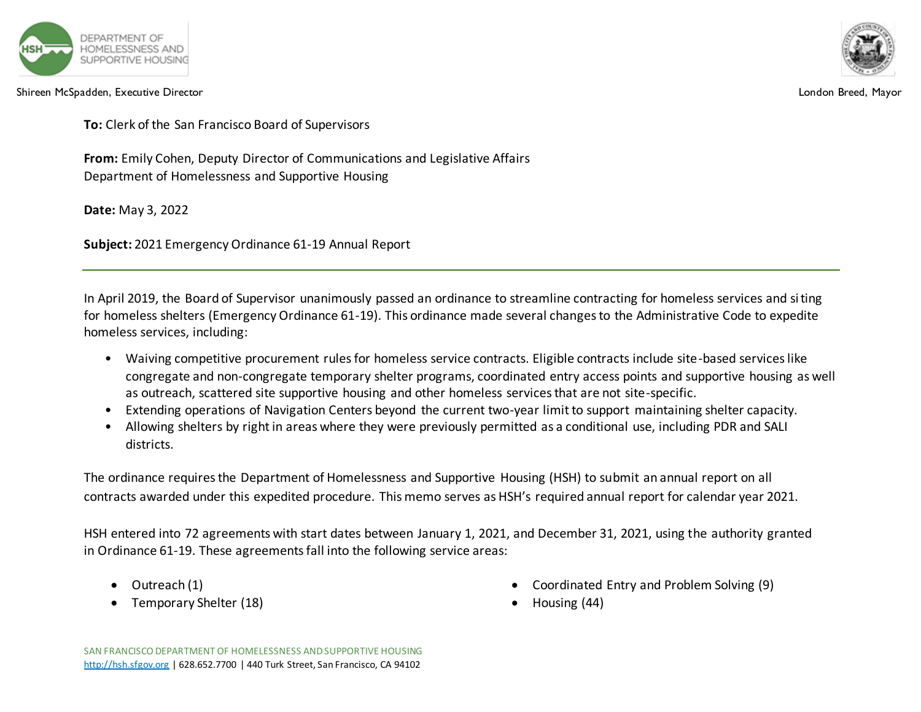DEPARTMENT OF HOMELESSNESS AND SUPPORTIVE HOUSING

Shireen McSpadden, Executive Director

London Breed, Mayor

**To:** Clerk of the San Francisco Board of Supervisors

**From:** Emily Cohen, Deputy Director of Communications and Legislative Affairs
Department of Homelessness and Supportive Housing

**Date:** May 3, 2022

**Subject:** 2021 Emergency Ordinance 61-19 Annual Report

---

In April 2019, the Board of Supervisor unanimously passed an ordinance to streamline contracting for homeless services and siting for homeless shelters (Emergency Ordinance 61-19). This ordinance made several changes to the Administrative Code to expedite homeless services, including:

- Waiving competitive procurement rules for homeless service contracts. Eligible contracts include site-based services like congregate and non-congregate temporary shelter programs, coordinated entry access points and supportive housing as well as outreach, scattered site supportive housing and other homeless services that are not site-specific.
- Extending operations of Navigation Centers beyond the current two-year limit to support maintaining shelter capacity.
- Allowing shelters by right in areas where they were previously permitted as a conditional use, including PDR and SALI districts.

The ordinance requires the Department of Homelessness and Supportive Housing (HSH) to submit an annual report on all contracts awarded under this expedited procedure. This memo serves as HSH's required annual report for calendar year 2021.

HSH entered into 72 agreements with start dates between January 1, 2021, and December 31, 2021, using the authority granted in Ordinance 61-19. These agreements fall into the following service areas:

- Outreach (1)
- Temporary Shelter (18)
- Coordinated Entry and Problem Solving (9)
- Housing (44)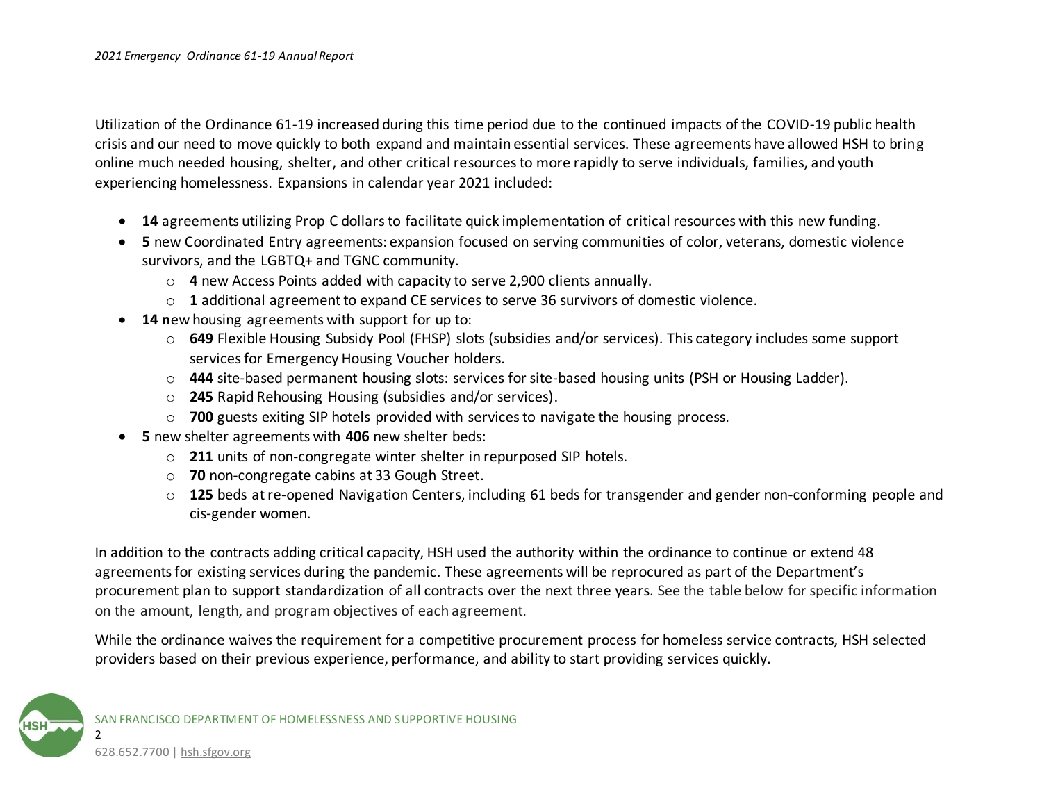Utilization of the Ordinance 61-19 increased during this time period due to the continued impacts of the COVID-19 public health crisis and our need to move quickly to both expand and maintain essential services. These agreements have allowed HSH to bring online much needed housing, shelter, and other critical resources to more rapidly to serve individuals, families, and youth experiencing homelessness. Expansions in calendar year 2021 included:

- **14** agreements utilizing Prop C dollars to facilitate quick implementation of critical resources with this new funding.
- **5** new Coordinated Entry agreements: expansion focused on serving communities of color, veterans, domestic violence survivors, and the LGBTQ+ and TGNC community.
  - **4** new Access Points added with capacity to serve 2,900 clients annually.
  - **1** additional agreement to expand CE services to serve 36 survivors of domestic violence.
- **14 n**ew housing agreements with support for up to:
  - **649** Flexible Housing Subsidy Pool (FHSP) slots (subsidies and/or services). This category includes some support services for Emergency Housing Voucher holders.
  - **444** site-based permanent housing slots: services for site-based housing units (PSH or Housing Ladder).
  - **245** Rapid Rehousing Housing (subsidies and/or services).
  - **700** guests exiting SIP hotels provided with services to navigate the housing process.
- **5** new shelter agreements with **406** new shelter beds:
  - **211** units of non-congregate winter shelter in repurposed SIP hotels.
  - **70** non-congregate cabins at 33 Gough Street.
  - **125** beds at re-opened Navigation Centers, including 61 beds for transgender and gender non-conforming people and cis-gender women.

In addition to the contracts adding critical capacity, HSH used the authority within the ordinance to continue or extend 48 agreements for existing services during the pandemic. These agreements will be reprocured as part of the Department's procurement plan to support standardization of all contracts over the next three years. See the table below for specific information on the amount, length, and program objectives of each agreement.

While the ordinance waives the requirement for a competitive procurement process for homeless service contracts, HSH selected providers based on their previous experience, performance, and ability to start providing services quickly.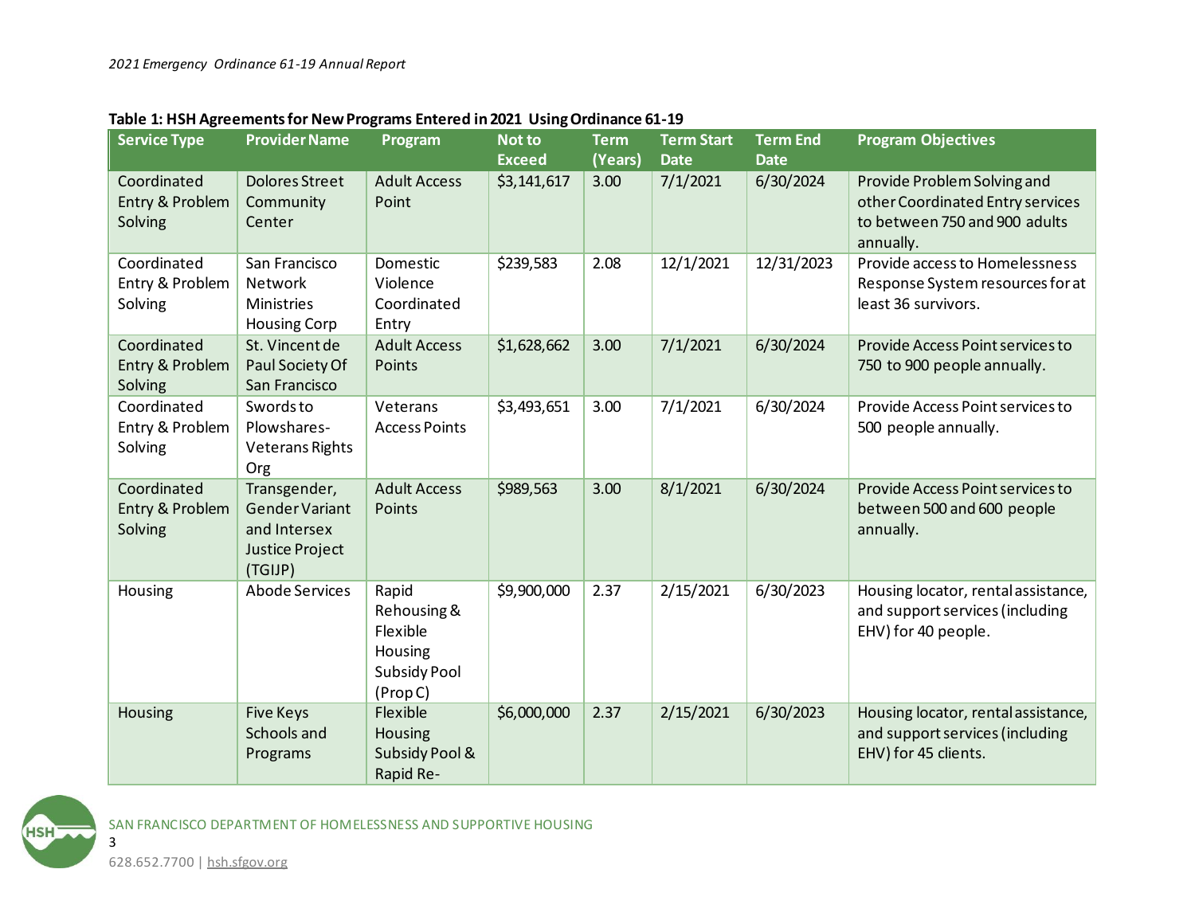**Table 1: HSH Agreements for New Programs Entered in 2021 Using Ordinance 61-19**

| Service Type | Provider Name | Program | Not to Exceed | Term (Years) | Term Start Date | Term End Date | Program Objectives |
|---|---|---|---|---|---|---|---|
| Coordinated Entry & Problem Solving | Dolores Street Community Center | Adult Access Point | $3,141,617 | 3.00 | 7/1/2021 | 6/30/2024 | Provide Problem Solving and other Coordinated Entry services to between 750 and 900 adults annually. |
| Coordinated Entry & Problem Solving | San Francisco Network Ministries Housing Corp | Domestic Violence Coordinated Entry | $239,583 | 2.08 | 12/1/2021 | 12/31/2023 | Provide access to Homelessness Response System resources for at least 36 survivors. |
| Coordinated Entry & Problem Solving | St. Vincent de Paul Society Of San Francisco | Adult Access Points | $1,628,662 | 3.00 | 7/1/2021 | 6/30/2024 | Provide Access Point services to 750 to 900 people annually. |
| Coordinated Entry & Problem Solving | Swords to Plowshares-Veterans Rights Org | Veterans Access Points | $3,493,651 | 3.00 | 7/1/2021 | 6/30/2024 | Provide Access Point services to 500 people annually. |
| Coordinated Entry & Problem Solving | Transgender, Gender Variant and Intersex Justice Project (TGIJP) | Adult Access Points | $989,563 | 3.00 | 8/1/2021 | 6/30/2024 | Provide Access Point services to between 500 and 600 people annually. |
| Housing | Abode Services | Rapid Rehousing & Flexible Housing Subsidy Pool (Prop C) | $9,900,000 | 2.37 | 2/15/2021 | 6/30/2023 | Housing locator, rental assistance, and support services (including EHV) for 40 people. |
| Housing | Five Keys Schools and Programs | Flexible Housing Subsidy Pool & Rapid Re- | $6,000,000 | 2.37 | 2/15/2021 | 6/30/2023 | Housing locator, rental assistance, and support services (including EHV) for 45 clients. |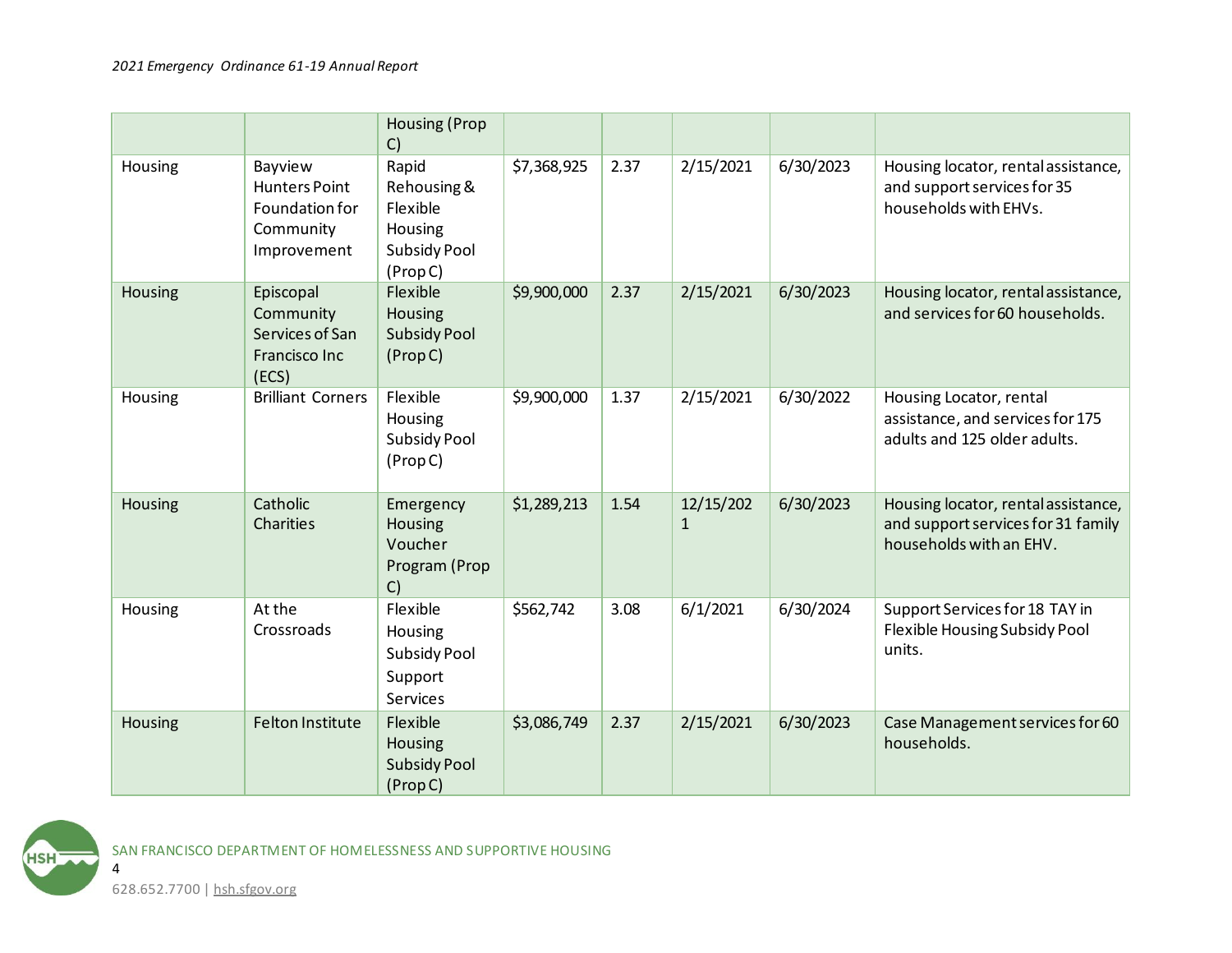|  |  | Housing (Prop C) |  |  |  |  |  |
|---|---|---|---|---|---|---|---|
| Housing | Bayview Hunters Point Foundation for Community Improvement | Rapid Rehousing & Flexible Housing Subsidy Pool (Prop C) | $7,368,925 | 2.37 | 2/15/2021 | 6/30/2023 | Housing locator, rental assistance, and support services for 35 households with EHVs. |
| Housing | Episcopal Community Services of San Francisco Inc (ECS) | Flexible Housing Subsidy Pool (Prop C) | $9,900,000 | 2.37 | 2/15/2021 | 6/30/2023 | Housing locator, rental assistance, and services for 60 households. |
| Housing | Brilliant Corners | Flexible Housing Subsidy Pool (Prop C) | $9,900,000 | 1.37 | 2/15/2021 | 6/30/2022 | Housing Locator, rental assistance, and services for 175 adults and 125 older adults. |
| Housing | Catholic Charities | Emergency Housing Voucher Program (Prop C) | $1,289,213 | 1.54 | 12/15/2021 | 6/30/2023 | Housing locator, rental assistance, and support services for 31 family households with an EHV. |
| Housing | At the Crossroads | Flexible Housing Subsidy Pool Support Services | $562,742 | 3.08 | 6/1/2021 | 6/30/2024 | Support Services for 18 TAY in Flexible Housing Subsidy Pool units. |
| Housing | Felton Institute | Flexible Housing Subsidy Pool (Prop C) | $3,086,749 | 2.37 | 2/15/2021 | 6/30/2023 | Case Management services for 60 households. |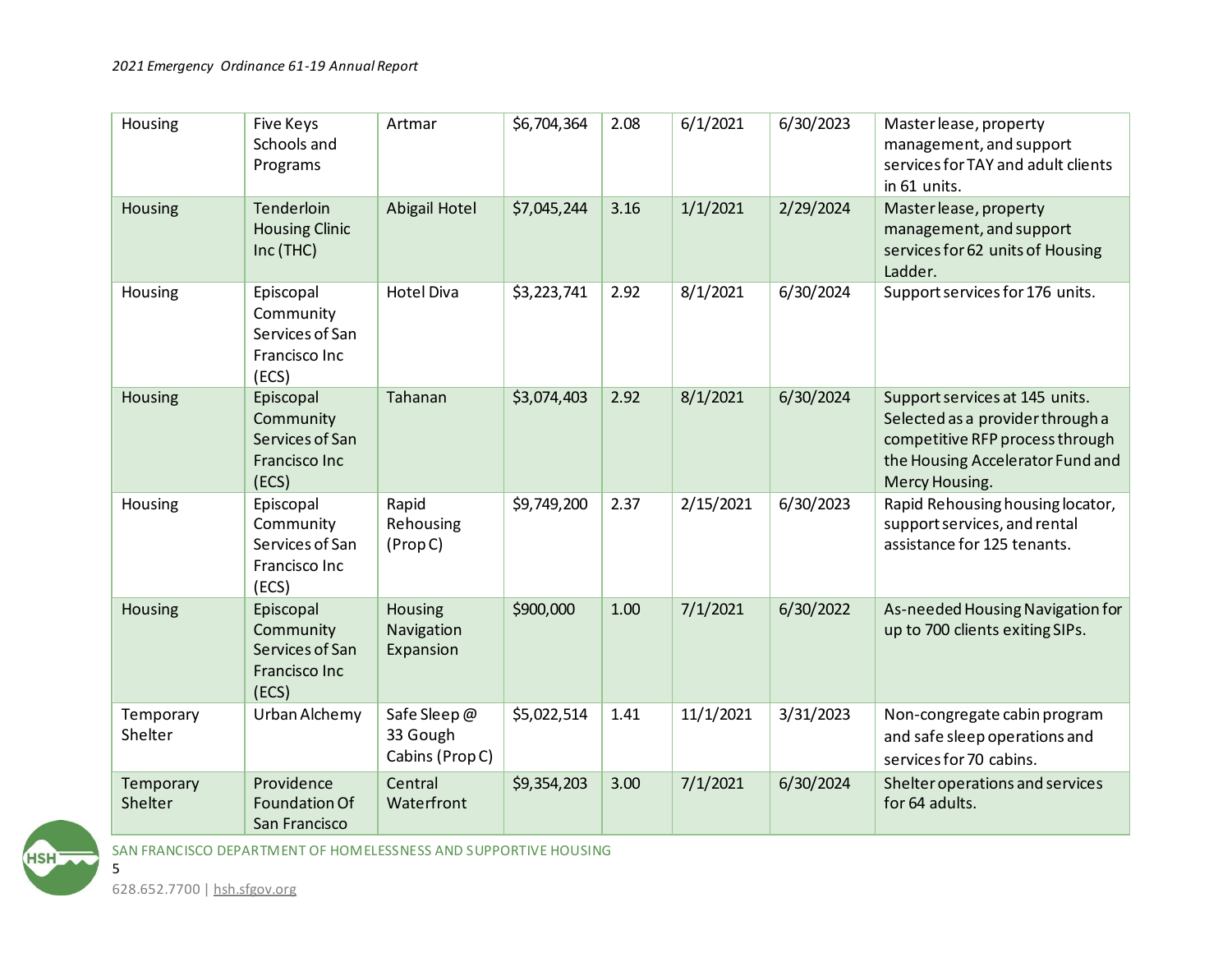| | | | | | | | |
|---|---|---|---|---|---|---|---|
| Housing | Five Keys Schools and Programs | Artmar | $6,704,364 | 2.08 | 6/1/2021 | 6/30/2023 | Master lease, property management, and support services for TAY and adult clients in 61 units. |
| Housing | Tenderloin Housing Clinic Inc (THC) | Abigail Hotel | $7,045,244 | 3.16 | 1/1/2021 | 2/29/2024 | Master lease, property management, and support services for 62 units of Housing Ladder. |
| Housing | Episcopal Community Services of San Francisco Inc (ECS) | Hotel Diva | $3,223,741 | 2.92 | 8/1/2021 | 6/30/2024 | Support services for 176 units. |
| Housing | Episcopal Community Services of San Francisco Inc (ECS) | Tahanan | $3,074,403 | 2.92 | 8/1/2021 | 6/30/2024 | Support services at 145 units. Selected as a provider through a competitive RFP process through the Housing Accelerator Fund and Mercy Housing. |
| Housing | Episcopal Community Services of San Francisco Inc (ECS) | Rapid Rehousing (Prop C) | $9,749,200 | 2.37 | 2/15/2021 | 6/30/2023 | Rapid Rehousing housing locator, support services, and rental assistance for 125 tenants. |
| Housing | Episcopal Community Services of San Francisco Inc (ECS) | Housing Navigation Expansion | $900,000 | 1.00 | 7/1/2021 | 6/30/2022 | As-needed Housing Navigation for up to 700 clients exiting SIPs. |
| Temporary Shelter | Urban Alchemy | Safe Sleep @ 33 Gough Cabins (Prop C) | $5,022,514 | 1.41 | 11/1/2021 | 3/31/2023 | Non-congregate cabin program and safe sleep operations and services for 70 cabins. |
| Temporary Shelter | Providence Foundation Of San Francisco | Central Waterfront | $9,354,203 | 3.00 | 7/1/2021 | 6/30/2024 | Shelter operations and services for 64 adults. |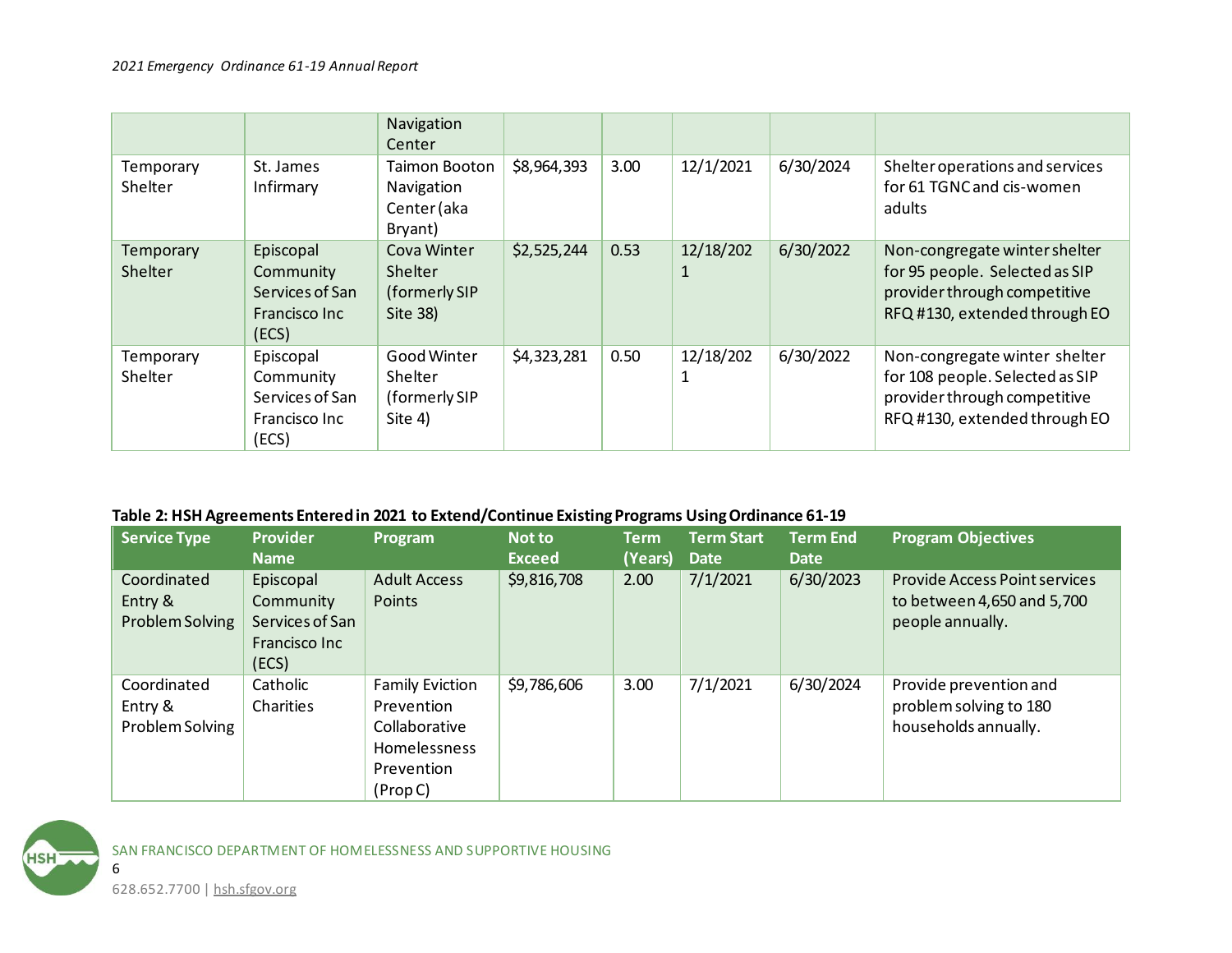| | | Navigation Center | | | | | |
|---|---|---|---|---|---|---|---|
| Temporary Shelter | St. James Infirmary | Taimon Booton Navigation Center (aka Bryant) | $8,964,393 | 3.00 | 12/1/2021 | 6/30/2024 | Shelter operations and services for 61 TGNC and cis-women adults |
| Temporary Shelter | Episcopal Community Services of San Francisco Inc (ECS) | Cova Winter Shelter (formerly SIP Site 38) | $2,525,244 | 0.53 | 12/18/2021 | 6/30/2022 | Non-congregate winter shelter for 95 people. Selected as SIP provider through competitive RFQ #130, extended through EO |
| Temporary Shelter | Episcopal Community Services of San Francisco Inc (ECS) | Good Winter Shelter (formerly SIP Site 4) | $4,323,281 | 0.50 | 12/18/2021 | 6/30/2022 | Non-congregate winter shelter for 108 people. Selected as SIP provider through competitive RFQ #130, extended through EO |

**Table 2: HSH Agreements Entered in 2021 to Extend/Continue Existing Programs Using Ordinance 61-19**

| Service Type | Provider Name | Program | Not to Exceed | Term (Years) | Term Start Date | Term End Date | Program Objectives |
|---|---|---|---|---|---|---|---|
| Coordinated Entry & Problem Solving | Episcopal Community Services of San Francisco Inc (ECS) | Adult Access Points | $9,816,708 | 2.00 | 7/1/2021 | 6/30/2023 | Provide Access Point services to between 4,650 and 5,700 people annually. |
| Coordinated Entry & Problem Solving | Catholic Charities | Family Eviction Prevention Collaborative Homelessness Prevention (Prop C) | $9,786,606 | 3.00 | 7/1/2021 | 6/30/2024 | Provide prevention and problem solving to 180 households annually. |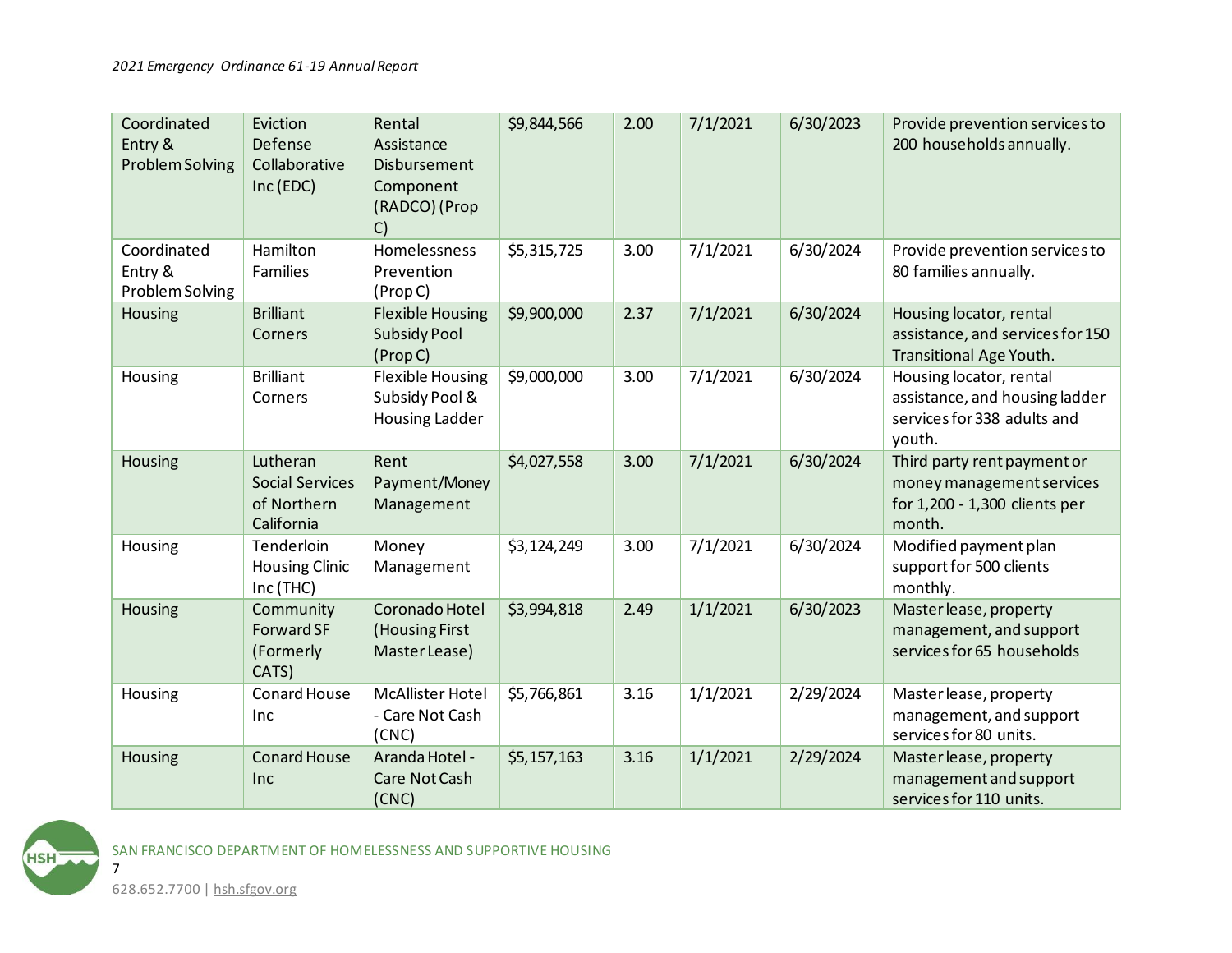| Coordinated Entry & Problem Solving | Eviction Defense Collaborative Inc (EDC) | Rental Assistance Disbursement Component (RADCO) (Prop C) | $9,844,566 | 2.00 | 7/1/2021 | 6/30/2023 | Provide prevention services to 200 households annually. |
|---|---|---|---|---|---|---|---|
| Coordinated Entry & Problem Solving | Hamilton Families | Homelessness Prevention (Prop C) | $5,315,725 | 3.00 | 7/1/2021 | 6/30/2024 | Provide prevention services to 80 families annually. |
| Housing | Brilliant Corners | Flexible Housing Subsidy Pool (Prop C) | $9,900,000 | 2.37 | 7/1/2021 | 6/30/2024 | Housing locator, rental assistance, and services for 150 Transitional Age Youth. |
| Housing | Brilliant Corners | Flexible Housing Subsidy Pool & Housing Ladder | $9,000,000 | 3.00 | 7/1/2021 | 6/30/2024 | Housing locator, rental assistance, and housing ladder services for 338 adults and youth. |
| Housing | Lutheran Social Services of Northern California | Rent Payment/Money Management | $4,027,558 | 3.00 | 7/1/2021 | 6/30/2024 | Third party rent payment or money management services for 1,200 - 1,300 clients per month. |
| Housing | Tenderloin Housing Clinic Inc (THC) | Money Management | $3,124,249 | 3.00 | 7/1/2021 | 6/30/2024 | Modified payment plan support for 500 clients monthly. |
| Housing | Community Forward SF (Formerly CATS) | Coronado Hotel (Housing First Master Lease) | $3,994,818 | 2.49 | 1/1/2021 | 6/30/2023 | Master lease, property management, and support services for 65 households |
| Housing | Conard House Inc | McAllister Hotel - Care Not Cash (CNC) | $5,766,861 | 3.16 | 1/1/2021 | 2/29/2024 | Master lease, property management, and support services for 80 units. |
| Housing | Conard House Inc | Aranda Hotel - Care Not Cash (CNC) | $5,157,163 | 3.16 | 1/1/2021 | 2/29/2024 | Master lease, property management and support services for 110 units. |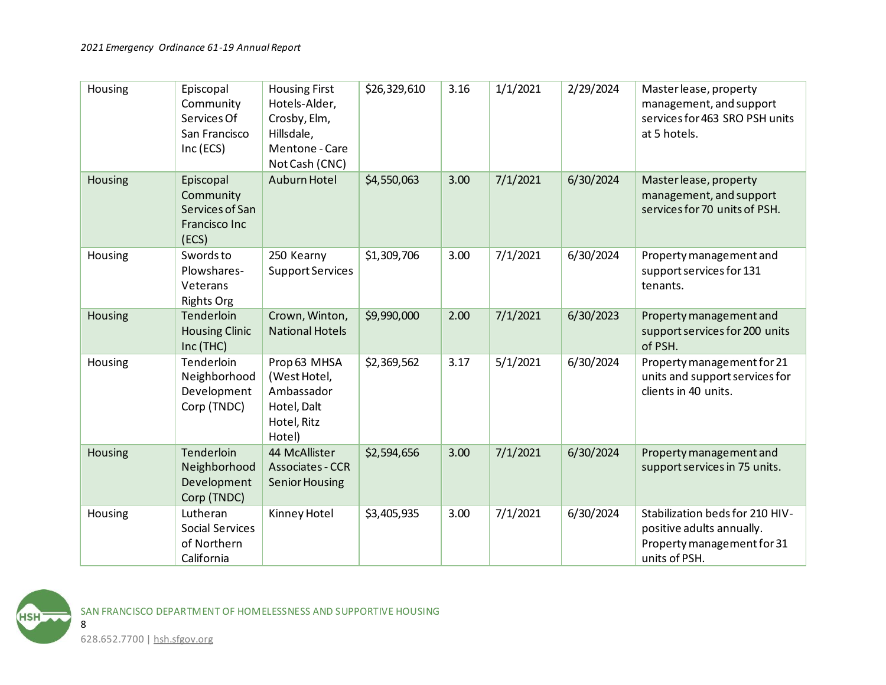| Housing | Episcopal Community Services Of San Francisco Inc (ECS) | Housing First Hotels-Alder, Crosby, Elm, Hillsdale, Mentone - Care Not Cash (CNC) | $26,329,610 | 3.16 | 1/1/2021 | 2/29/2024 | Master lease, property management, and support services for 463 SRO PSH units at 5 hotels. |
|---|---|---|---|---|---|---|---|
| Housing | Episcopal Community Services of San Francisco Inc (ECS) | Auburn Hotel | $4,550,063 | 3.00 | 7/1/2021 | 6/30/2024 | Master lease, property management, and support services for 70 units of PSH. |
| Housing | Swords to Plowshares- Veterans Rights Org | 250 Kearny Support Services | $1,309,706 | 3.00 | 7/1/2021 | 6/30/2024 | Property management and support services for 131 tenants. |
| Housing | Tenderloin Housing Clinic Inc (THC) | Crown, Winton, National Hotels | $9,990,000 | 2.00 | 7/1/2021 | 6/30/2023 | Property management and support services for 200 units of PSH. |
| Housing | Tenderloin Neighborhood Development Corp (TNDC) | Prop 63 MHSA (West Hotel, Ambassador Hotel, Dalt Hotel, Ritz Hotel) | $2,369,562 | 3.17 | 5/1/2021 | 6/30/2024 | Property management for 21 units and support services for clients in 40 units. |
| Housing | Tenderloin Neighborhood Development Corp (TNDC) | 44 McAllister Associates - CCR Senior Housing | $2,594,656 | 3.00 | 7/1/2021 | 6/30/2024 | Property management and support services in 75 units. |
| Housing | Lutheran Social Services of Northern California | Kinney Hotel | $3,405,935 | 3.00 | 7/1/2021 | 6/30/2024 | Stabilization beds for 210 HIV-positive adults annually. Property management for 31 units of PSH. |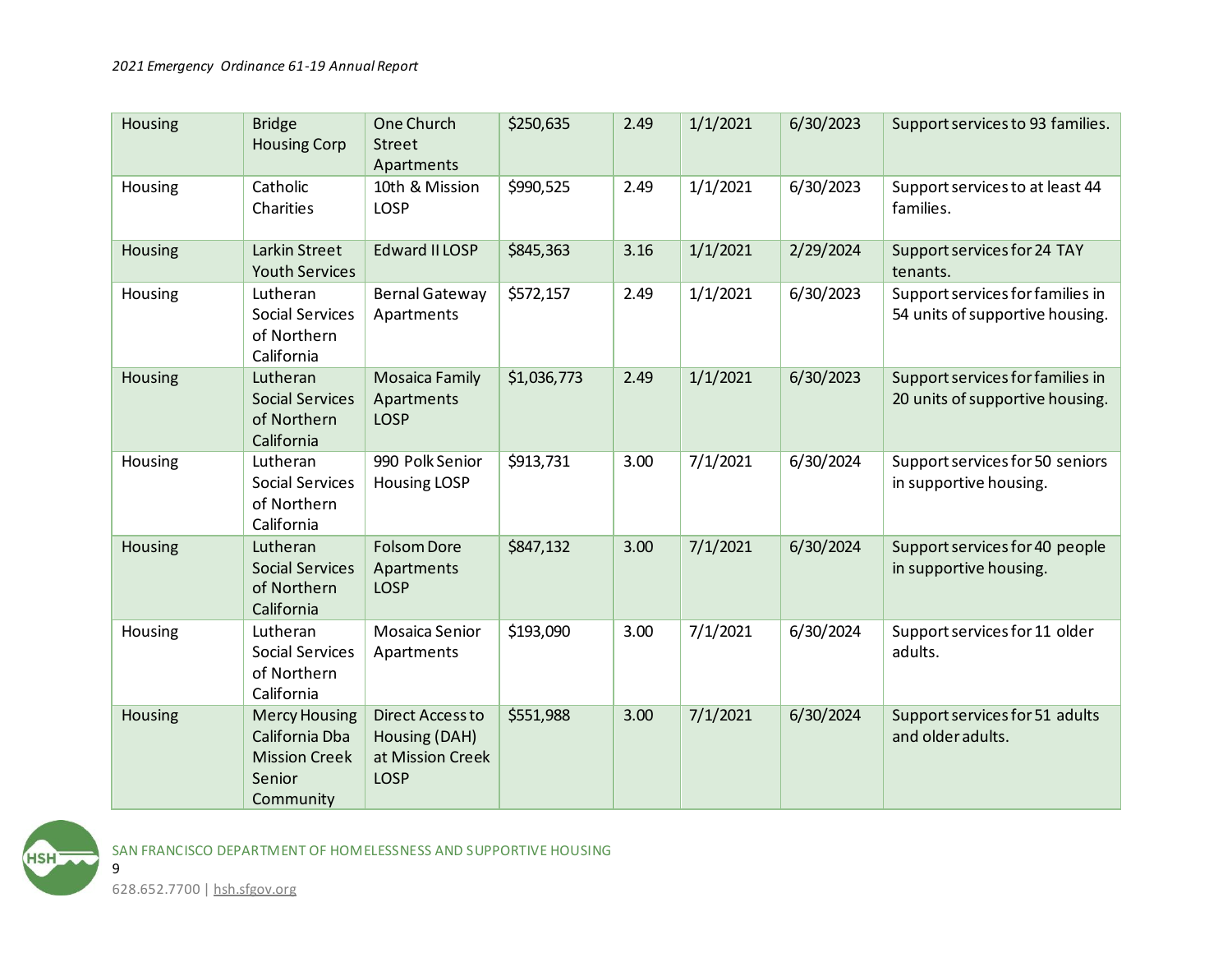| Housing | Bridge Housing Corp | One Church Street Apartments | $250,635 | 2.49 | 1/1/2021 | 6/30/2023 | Support services to 93 families. |
|---|---|---|---|---|---|---|---|
| Housing | Catholic Charities | 10th & Mission LOSP | $990,525 | 2.49 | 1/1/2021 | 6/30/2023 | Support services to at least 44 families. |
| Housing | Larkin Street Youth Services | Edward II LOSP | $845,363 | 3.16 | 1/1/2021 | 2/29/2024 | Support services for 24 TAY tenants. |
| Housing | Lutheran Social Services of Northern California | Bernal Gateway Apartments | $572,157 | 2.49 | 1/1/2021 | 6/30/2023 | Support services for families in 54 units of supportive housing. |
| Housing | Lutheran Social Services of Northern California | Mosaica Family Apartments LOSP | $1,036,773 | 2.49 | 1/1/2021 | 6/30/2023 | Support services for families in 20 units of supportive housing. |
| Housing | Lutheran Social Services of Northern California | 990 Polk Senior Housing LOSP | $913,731 | 3.00 | 7/1/2021 | 6/30/2024 | Support services for 50 seniors in supportive housing. |
| Housing | Lutheran Social Services of Northern California | Folsom Dore Apartments LOSP | $847,132 | 3.00 | 7/1/2021 | 6/30/2024 | Support services for 40 people in supportive housing. |
| Housing | Lutheran Social Services of Northern California | Mosaica Senior Apartments | $193,090 | 3.00 | 7/1/2021 | 6/30/2024 | Support services for 11 older adults. |
| Housing | Mercy Housing California Dba Mission Creek Senior Community | Direct Access to Housing (DAH) at Mission Creek LOSP | $551,988 | 3.00 | 7/1/2021 | 6/30/2024 | Support services for 51 adults and older adults. |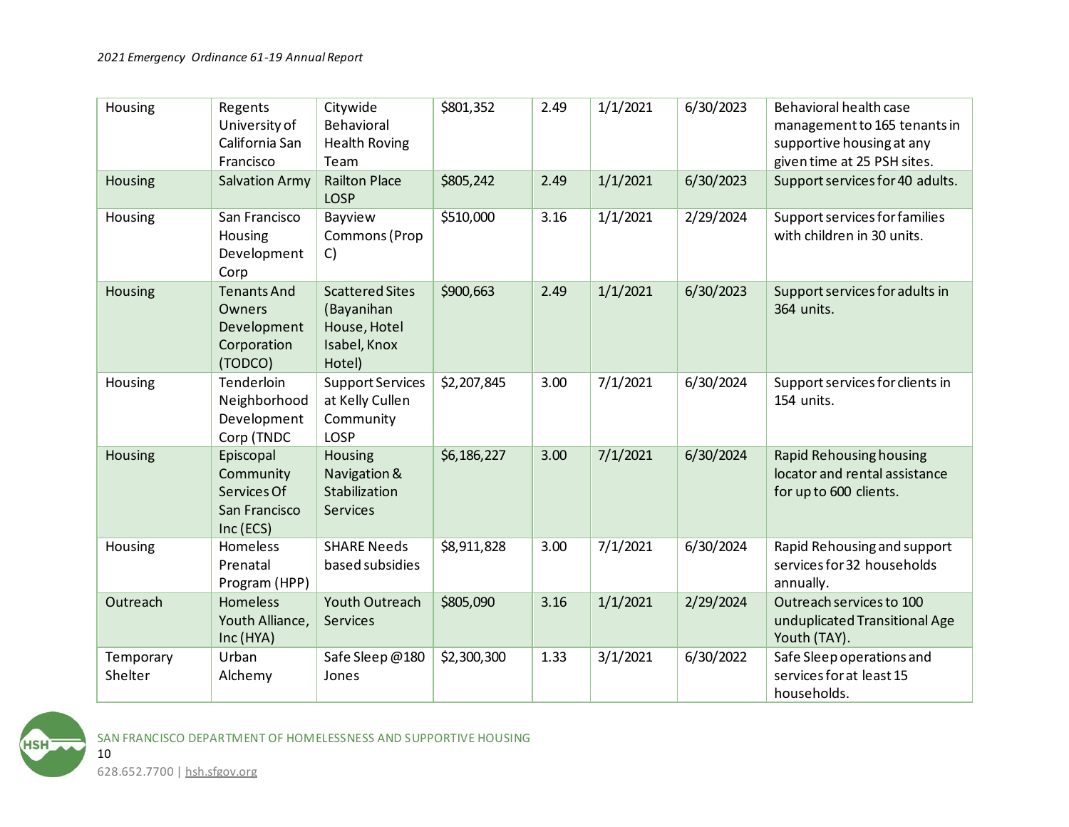| Housing | Regents University of California San Francisco | Citywide Behavioral Health Roving Team | $801,352 | 2.49 | 1/1/2021 | 6/30/2023 | Behavioral health case management to 165 tenants in supportive housing at any given time at 25 PSH sites. |
|---|---|---|---|---|---|---|---|
| Housing | Salvation Army | Railton Place LOSP | $805,242 | 2.49 | 1/1/2021 | 6/30/2023 | Support services for 40 adults. |
| Housing | San Francisco Housing Development Corp | Bayview Commons (Prop C) | $510,000 | 3.16 | 1/1/2021 | 2/29/2024 | Support services for families with children in 30 units. |
| Housing | Tenants And Owners Development Corporation (TODCO) | Scattered Sites (Bayanihan House, Hotel Isabel, Knox Hotel) | $900,663 | 2.49 | 1/1/2021 | 6/30/2023 | Support services for adults in 364 units. |
| Housing | Tenderloin Neighborhood Development Corp (TNDC | Support Services at Kelly Cullen Community LOSP | $2,207,845 | 3.00 | 7/1/2021 | 6/30/2024 | Support services for clients in 154 units. |
| Housing | Episcopal Community Services Of San Francisco Inc (ECS) | Housing Navigation & Stabilization Services | $6,186,227 | 3.00 | 7/1/2021 | 6/30/2024 | Rapid Rehousing housing locator and rental assistance for up to 600 clients. |
| Housing | Homeless Prenatal Program (HPP) | SHARE Needs based subsidies | $8,911,828 | 3.00 | 7/1/2021 | 6/30/2024 | Rapid Rehousing and support services for 32 households annually. |
| Outreach | Homeless Youth Alliance, Inc (HYA) | Youth Outreach Services | $805,090 | 3.16 | 1/1/2021 | 2/29/2024 | Outreach services to 100 unduplicated Transitional Age Youth (TAY). |
| Temporary Shelter | Urban Alchemy | Safe Sleep @180 Jones | $2,300,300 | 1.33 | 3/1/2021 | 6/30/2022 | Safe Sleep operations and services for at least 15 households. |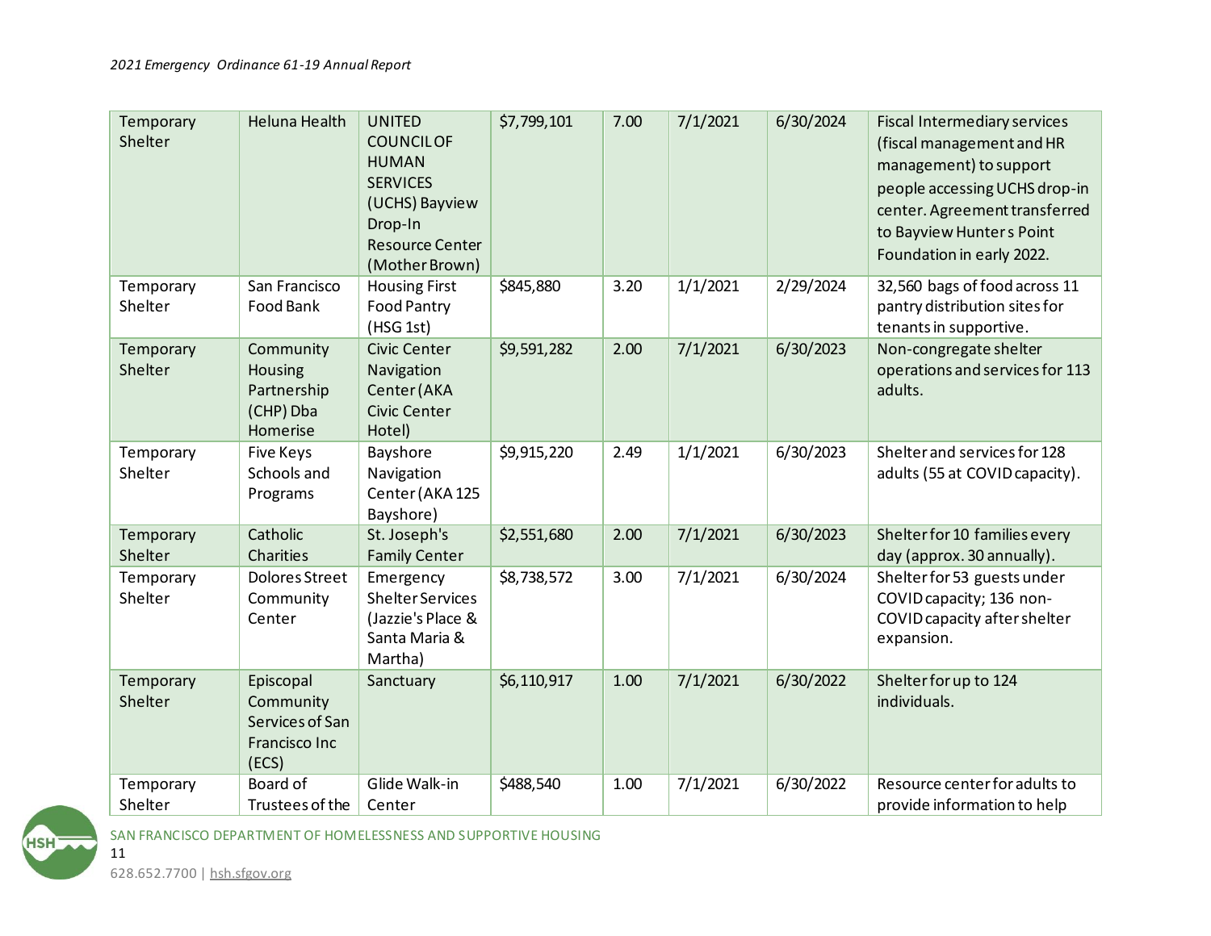| Temporary Shelter | Heluna Health | UNITED COUNCIL OF HUMAN SERVICES (UCHS) Bayview Drop-In Resource Center (Mother Brown) | $7,799,101 | 7.00 | 7/1/2021 | 6/30/2024 | Fiscal Intermediary services (fiscal management and HR management) to support people accessing UCHS drop-in center. Agreement transferred to Bayview Hunter s Point Foundation in early 2022. |
|---|---|---|---|---|---|---|---|
| Temporary Shelter | San Francisco Food Bank | Housing First Food Pantry (HSG 1st) | $845,880 | 3.20 | 1/1/2021 | 2/29/2024 | 32,560 bags of food across 11 pantry distribution sites for tenants in supportive. |
| Temporary Shelter | Community Housing Partnership (CHP) Dba Homerise | Civic Center Navigation Center (AKA Civic Center Hotel) | $9,591,282 | 2.00 | 7/1/2021 | 6/30/2023 | Non-congregate shelter operations and services for 113 adults. |
| Temporary Shelter | Five Keys Schools and Programs | Bayshore Navigation Center (AKA 125 Bayshore) | $9,915,220 | 2.49 | 1/1/2021 | 6/30/2023 | Shelter and services for 128 adults (55 at COVID capacity). |
| Temporary Shelter | Catholic Charities | St. Joseph's Family Center | $2,551,680 | 2.00 | 7/1/2021 | 6/30/2023 | Shelter for 10 families every day (approx. 30 annually). |
| Temporary Shelter | Dolores Street Community Center | Emergency Shelter Services (Jazzie's Place & Santa Maria & Martha) | $8,738,572 | 3.00 | 7/1/2021 | 6/30/2024 | Shelter for 53 guests under COVID capacity; 136 non-COVID capacity after shelter expansion. |
| Temporary Shelter | Episcopal Community Services of San Francisco Inc (ECS) | Sanctuary | $6,110,917 | 1.00 | 7/1/2021 | 6/30/2022 | Shelter for up to 124 individuals. |
| Temporary Shelter | Board of Trustees of the | Glide Walk-in Center | $488,540 | 1.00 | 7/1/2021 | 6/30/2022 | Resource center for adults to provide information to help |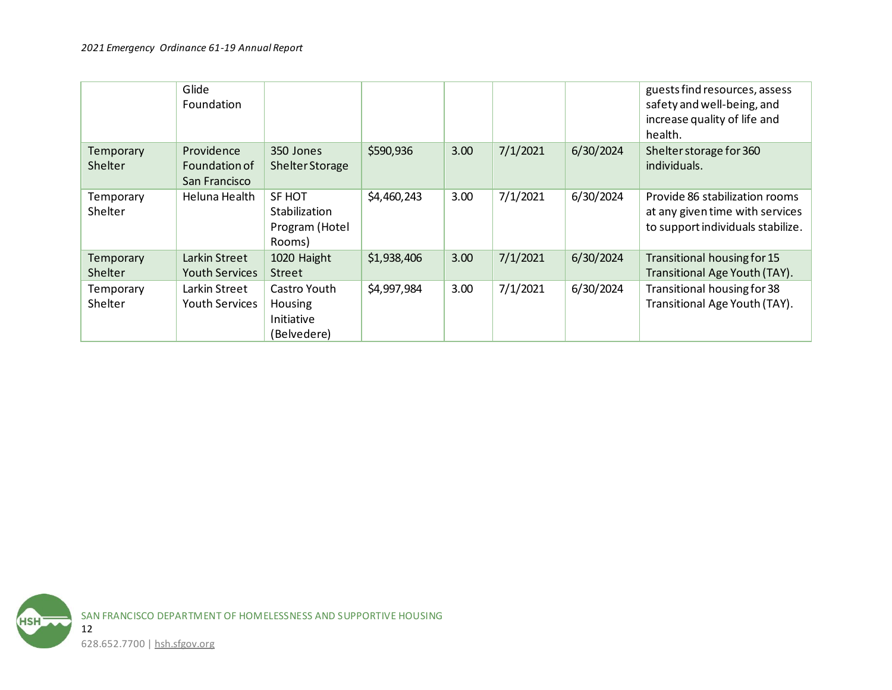| | | | | | | | |
|---|---|---|---|---|---|---|---|
| | Glide Foundation | | | | | | guests find resources, assess safety and well-being, and increase quality of life and health. |
| Temporary Shelter | Providence Foundation of San Francisco | 350 Jones Shelter Storage | $590,936 | 3.00 | 7/1/2021 | 6/30/2024 | Shelter storage for 360 individuals. |
| Temporary Shelter | Heluna Health | SF HOT Stabilization Program (Hotel Rooms) | $4,460,243 | 3.00 | 7/1/2021 | 6/30/2024 | Provide 86 stabilization rooms at any given time with services to support individuals stabilize. |
| Temporary Shelter | Larkin Street Youth Services | 1020 Haight Street | $1,938,406 | 3.00 | 7/1/2021 | 6/30/2024 | Transitional housing for 15 Transitional Age Youth (TAY). |
| Temporary Shelter | Larkin Street Youth Services | Castro Youth Housing Initiative (Belvedere) | $4,997,984 | 3.00 | 7/1/2021 | 6/30/2024 | Transitional housing for 38 Transitional Age Youth (TAY). |